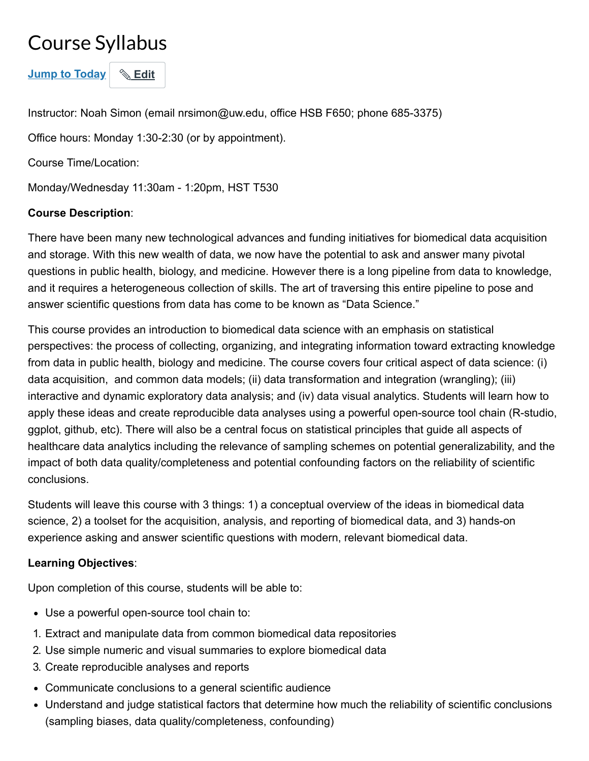# Course Syllabus

Jump to Today ✎ Edit

Instructor: Noah Simon (email nrsimon@uw.edu, office HSB F650; phone 685-3375)

Office hours: Monday 1:30-2:30 (or by appointment).

Course Time/Location:

Monday/Wednesday 11:30am - 1:20pm, HST T530

**Course Description**:

There have been many new technological advances and funding initiatives for biomedical data acquisition and storage. With this new wealth of data, we now have the potential to ask and answer many pivotal questions in public health, biology, and medicine. However there is a long pipeline from data to knowledge, and it requires a heterogeneous collection of skills. The art of traversing this entire pipeline to pose and answer scientific questions from data has come to be known as "Data Science."

This course provides an introduction to biomedical data science with an emphasis on statistical perspectives: the process of collecting, organizing, and integrating information toward extracting knowledge from data in public health, biology and medicine. The course covers four critical aspect of data science: (i) data acquisition, and common data models; (ii) data transformation and integration (wrangling); (iii) interactive and dynamic exploratory data analysis; and (iv) data visual analytics. Students will learn how to apply these ideas and create reproducible data analyses using a powerful open-source tool chain (R-studio, ggplot, github, etc). There will also be a central focus on statistical principles that guide all aspects of healthcare data analytics including the relevance of sampling schemes on potential generalizability, and the impact of both data quality/completeness and potential confounding factors on the reliability of scientific conclusions.

Students will leave this course with 3 things: 1) a conceptual overview of the ideas in biomedical data science, 2) a toolset for the acquisition, analysis, and reporting of biomedical data, and 3) hands-on experience asking and answer scientific questions with modern, relevant biomedical data.

**Learning Objectives**:

Upon completion of this course, students will be able to:

- Use a powerful open-source tool chain to:

1. Extract and manipulate data from common biomedical data repositories
2. Use simple numeric and visual summaries to explore biomedical data
3. Create reproducible analyses and reports

- Communicate conclusions to a general scientific audience
- Understand and judge statistical factors that determine how much the reliability of scientific conclusions (sampling biases, data quality/completeness, confounding)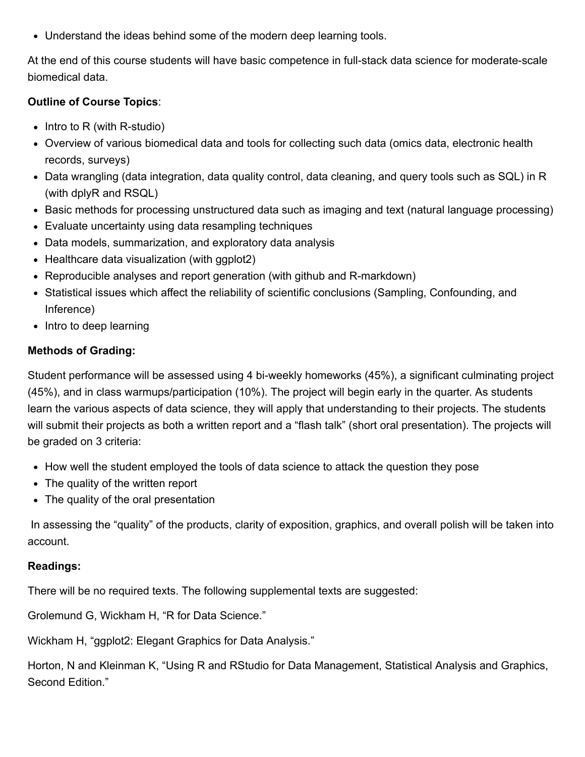- Understand the ideas behind some of the modern deep learning tools.

At the end of this course students will have basic competence in full-stack data science for moderate-scale biomedical data.

**Outline of Course Topics**:

- Intro to R (with R-studio)
- Overview of various biomedical data and tools for collecting such data (omics data, electronic health records, surveys)
- Data wrangling (data integration, data quality control, data cleaning, and query tools such as SQL) in R (with dplyR and RSQL)
- Basic methods for processing unstructured data such as imaging and text (natural language processing)
- Evaluate uncertainty using data resampling techniques
- Data models, summarization, and exploratory data analysis
- Healthcare data visualization (with ggplot2)
- Reproducible analyses and report generation (with github and R-markdown)
- Statistical issues which affect the reliability of scientific conclusions (Sampling, Confounding, and Inference)
- Intro to deep learning

**Methods of Grading:**

Student performance will be assessed using 4 bi-weekly homeworks (45%), a significant culminating project (45%), and in class warmups/participation (10%). The project will begin early in the quarter. As students learn the various aspects of data science, they will apply that understanding to their projects. The students will submit their projects as both a written report and a "flash talk" (short oral presentation). The projects will be graded on 3 criteria:

- How well the student employed the tools of data science to attack the question they pose
- The quality of the written report
- The quality of the oral presentation

In assessing the "quality" of the products, clarity of exposition, graphics, and overall polish will be taken into account.

**Readings:**

There will be no required texts. The following supplemental texts are suggested:

Grolemund G, Wickham H, "R for Data Science."

Wickham H, "ggplot2: Elegant Graphics for Data Analysis."

Horton, N and Kleinman K, "Using R and RStudio for Data Management, Statistical Analysis and Graphics, Second Edition."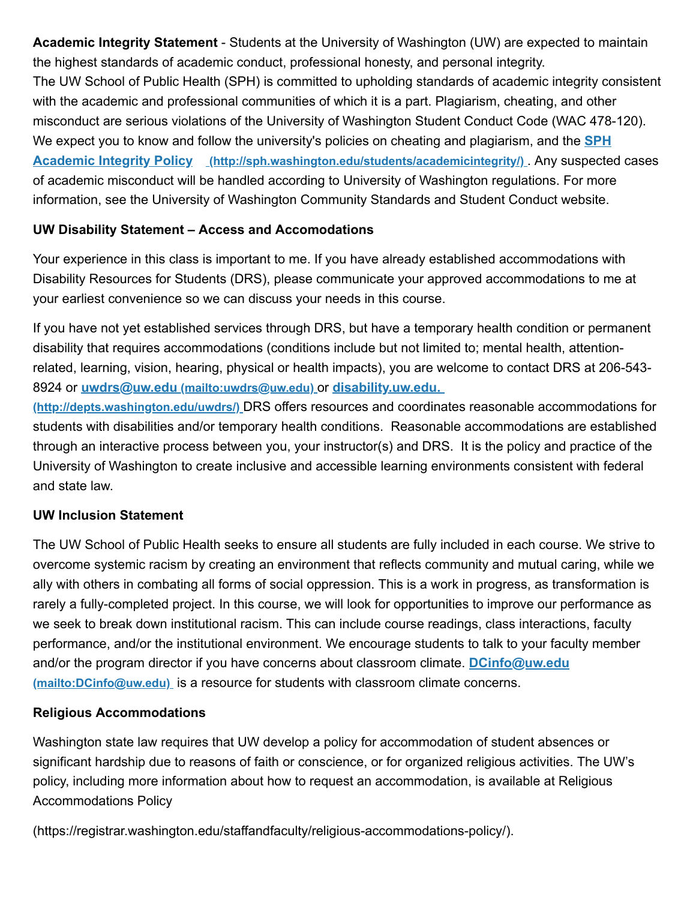**Academic Integrity Statement** - Students at the University of Washington (UW) are expected to maintain the highest standards of academic conduct, professional honesty, and personal integrity.
The UW School of Public Health (SPH) is committed to upholding standards of academic integrity consistent with the academic and professional communities of which it is a part. Plagiarism, cheating, and other misconduct are serious violations of the University of Washington Student Conduct Code (WAC 478-120). We expect you to know and follow the university's policies on cheating and plagiarism, and the [SPH Academic Integrity Policy (http://sph.washington.edu/students/academicintegrity/)](http://sph.washington.edu/students/academicintegrity/). Any suspected cases of academic misconduct will be handled according to University of Washington regulations. For more information, see the University of Washington Community Standards and Student Conduct website.

**UW Disability Statement – Access and Accomodations**

Your experience in this class is important to me. If you have already established accommodations with Disability Resources for Students (DRS), please communicate your approved accommodations to me at your earliest convenience so we can discuss your needs in this course.

If you have not yet established services through DRS, but have a temporary health condition or permanent disability that requires accommodations (conditions include but not limited to; mental health, attention-related, learning, vision, hearing, physical or health impacts), you are welcome to contact DRS at 206-543-8924 or [uwdrs@uw.edu (mailto:uwdrs@uw.edu)](mailto:uwdrs@uw.edu) or [disability.uw.edu. (http://depts.washington.edu/uwdrs/)](http://depts.washington.edu/uwdrs/) DRS offers resources and coordinates reasonable accommodations for students with disabilities and/or temporary health conditions. Reasonable accommodations are established through an interactive process between you, your instructor(s) and DRS. It is the policy and practice of the University of Washington to create inclusive and accessible learning environments consistent with federal and state law.

**UW Inclusion Statement**

The UW School of Public Health seeks to ensure all students are fully included in each course. We strive to overcome systemic racism by creating an environment that reflects community and mutual caring, while we ally with others in combating all forms of social oppression. This is a work in progress, as transformation is rarely a fully-completed project. In this course, we will look for opportunities to improve our performance as we seek to break down institutional racism. This can include course readings, class interactions, faculty performance, and/or the institutional environment. We encourage students to talk to your faculty member and/or the program director if you have concerns about classroom climate. [DCinfo@uw.edu (mailto:DCinfo@uw.edu)](mailto:DCinfo@uw.edu) is a resource for students with classroom climate concerns.

**Religious Accommodations**

Washington state law requires that UW develop a policy for accommodation of student absences or significant hardship due to reasons of faith or conscience, or for organized religious activities. The UW's policy, including more information about how to request an accommodation, is available at Religious Accommodations Policy

(https://registrar.washington.edu/staffandfaculty/religious-accommodations-policy/).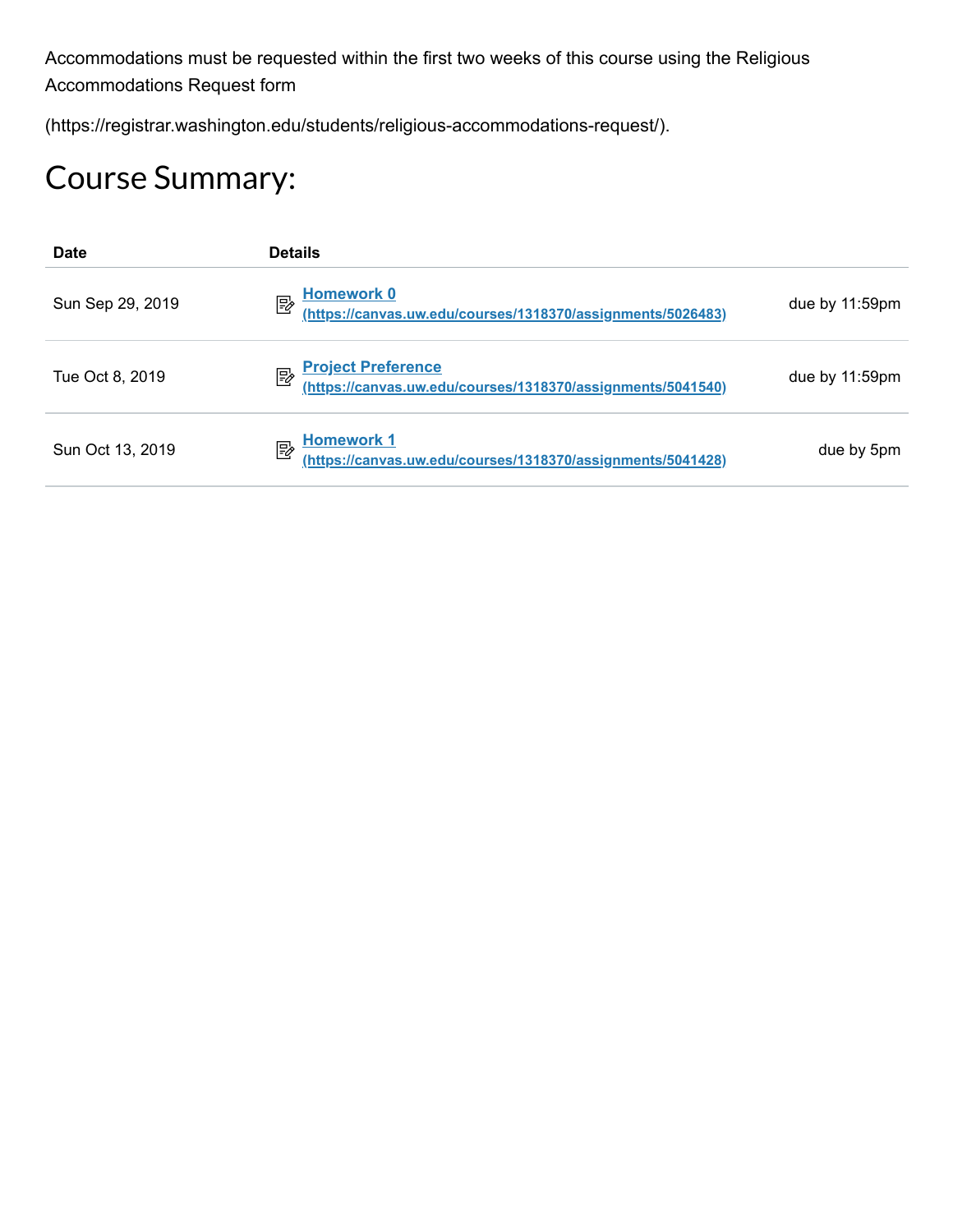Accommodations must be requested within the first two weeks of this course using the Religious Accommodations Request form

(https://registrar.washington.edu/students/religious-accommodations-request/).

# Course Summary:

| Date | Details | |
|---|---|---|
| Sun Sep 29, 2019 | [Homework 0 (https://canvas.uw.edu/courses/1318370/assignments/5026483)](https://canvas.uw.edu/courses/1318370/assignments/5026483) | due by 11:59pm |
| Tue Oct 8, 2019 | [Project Preference (https://canvas.uw.edu/courses/1318370/assignments/5041540)](https://canvas.uw.edu/courses/1318370/assignments/5041540) | due by 11:59pm |
| Sun Oct 13, 2019 | [Homework 1 (https://canvas.uw.edu/courses/1318370/assignments/5041428)](https://canvas.uw.edu/courses/1318370/assignments/5041428) | due by 5pm |